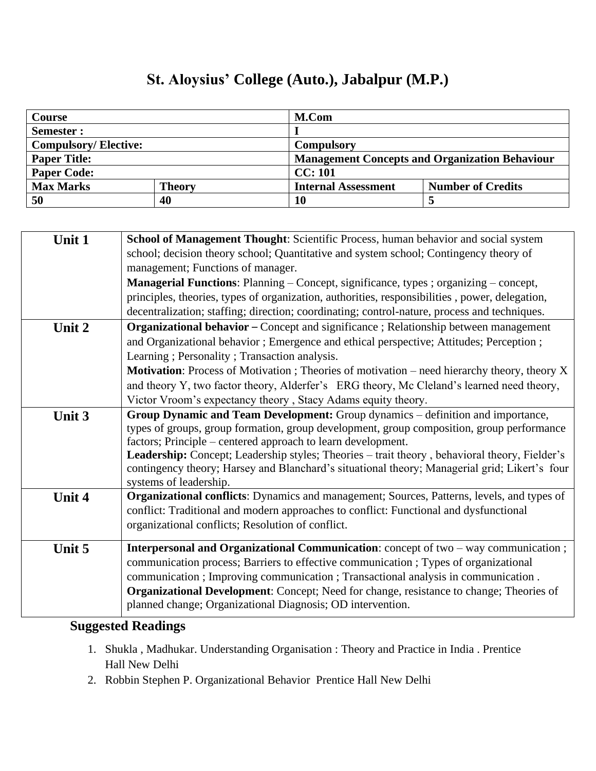# St. Aloysius' College (Auto.), Jabalpur (M.P.)

| Course | | M.Com | |
|---|---|---|---|
| Semester : | | I | |
| Compulsory/ Elective: | | Compulsory | |
| Paper Title: | | Management Concepts and Organization Behaviour | |
| Paper Code: | | CC: 101 | |
| Max Marks | Theory | Internal Assessment | Number of Credits |
| 50 | 40 | 10 | 5 |

| | |
|---|---|
| **Unit 1** | **School of Management Thought**: Scientific Process, human behavior and social system school; decision theory school; Quantitative and system school; Contingency theory of management; Functions of manager.<br>**Managerial Functions**: Planning – Concept, significance, types ; organizing – concept, principles, theories, types of organization, authorities, responsibilities , power, delegation, decentralization; staffing; direction; coordinating; control-nature, process and techniques. |
| **Unit 2** | **Organizational behavior –** Concept and significance ; Relationship between management and Organizational behavior ; Emergence and ethical perspective; Attitudes; Perception ; Learning ; Personality ; Transaction analysis.<br>**Motivation**: Process of Motivation ; Theories of motivation – need hierarchy theory, theory X and theory Y, two factor theory, Alderfer's ERG theory, Mc Cleland's learned need theory, Victor Vroom's expectancy theory , Stacy Adams equity theory. |
| **Unit 3** | **Group Dynamic and Team Development:** Group dynamics – definition and importance, types of groups, group formation, group development, group composition, group performance factors; Principle – centered approach to learn development.<br>**Leadership:** Concept; Leadership styles; Theories – trait theory , behavioral theory, Fielder's contingency theory; Harsey and Blanchard's situational theory; Managerial grid; Likert's four systems of leadership. |
| **Unit 4** | **Organizational conflicts**: Dynamics and management; Sources, Patterns, levels, and types of conflict: Traditional and modern approaches to conflict: Functional and dysfunctional organizational conflicts; Resolution of conflict. |
| **Unit 5** | **Interpersonal and Organizational Communication**: concept of two – way communication ; communication process; Barriers to effective communication ; Types of organizational communication ; Improving communication ; Transactional analysis in communication .<br>**Organizational Development**: Concept; Need for change, resistance to change; Theories of planned change; Organizational Diagnosis; OD intervention. |

## Suggested Readings

1. Shukla , Madhukar. Understanding Organisation : Theory and Practice in India . Prentice Hall New Delhi
2. Robbin Stephen P. Organizational Behavior Prentice Hall New Delhi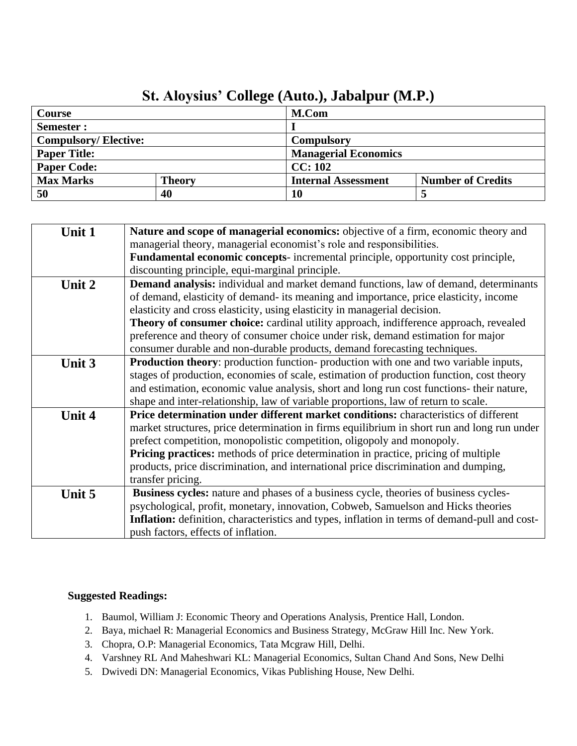# St. Aloysius' College (Auto.), Jabalpur (M.P.)

| **Course** | | **M.Com** | |
|---|---|---|---|
| **Semester :** | | **I** | |
| **Compulsory/ Elective:** | | **Compulsory** | |
| **Paper Title:** | | **Managerial Economics** | |
| **Paper Code:** | | **CC: 102** | |
| **Max Marks** | **Theory** | **Internal Assessment** | **Number of Credits** |
| **50** | **40** | **10** | **5** |

| | |
|---|---|
| **Unit 1** | **Nature and scope of managerial economics:** objective of a firm, economic theory and managerial theory, managerial economist's role and responsibilities. **Fundamental economic concepts**- incremental principle, opportunity cost principle, discounting principle, equi-marginal principle. |
| **Unit 2** | **Demand analysis:** individual and market demand functions, law of demand, determinants of demand, elasticity of demand- its meaning and importance, price elasticity, income elasticity and cross elasticity, using elasticity in managerial decision. **Theory of consumer choice:** cardinal utility approach, indifference approach, revealed preference and theory of consumer choice under risk, demand estimation for major consumer durable and non-durable products, demand forecasting techniques. |
| **Unit 3** | **Production theory**: production function- production with one and two variable inputs, stages of production, economies of scale, estimation of production function, cost theory and estimation, economic value analysis, short and long run cost functions- their nature, shape and inter-relationship, law of variable proportions, law of return to scale. |
| **Unit 4** | **Price determination under different market conditions:** characteristics of different market structures, price determination in firms equilibrium in short run and long run under prefect competition, monopolistic competition, oligopoly and monopoly. **Pricing practices:** methods of price determination in practice, pricing of multiple products, price discrimination, and international price discrimination and dumping, transfer pricing. |
| **Unit 5** | **Business cycles:** nature and phases of a business cycle, theories of business cycles- psychological, profit, monetary, innovation, Cobweb, Samuelson and Hicks theories **Inflation:** definition, characteristics and types, inflation in terms of demand-pull and cost-push factors, effects of inflation. |

**Suggested Readings:**

1. Baumol, William J: Economic Theory and Operations Analysis, Prentice Hall, London.
2. Baya, michael R: Managerial Economics and Business Strategy, McGraw Hill Inc. New York.
3. Chopra, O.P: Managerial Economics, Tata Mcgraw Hill, Delhi.
4. Varshney RL And Maheshwari KL: Managerial Economics, Sultan Chand And Sons, New Delhi
5. Dwivedi DN: Managerial Economics, Vikas Publishing House, New Delhi.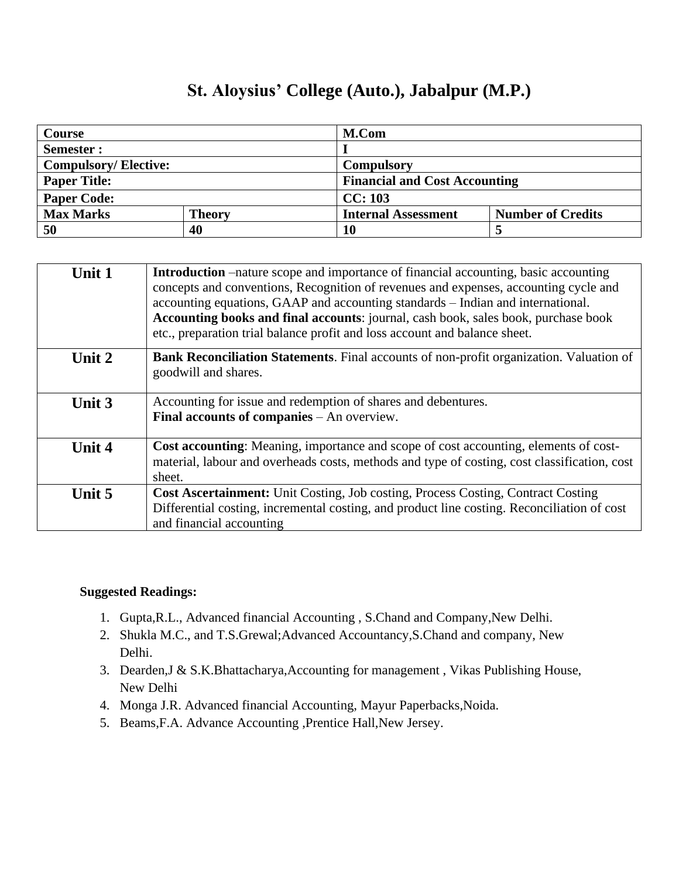# St. Aloysius' College (Auto.), Jabalpur (M.P.)

| Course | | M.Com | |
|---|---|---|---|
| **Semester :** | | **I** | |
| **Compulsory/ Elective:** | | **Compulsory** | |
| **Paper Title:** | | **Financial and Cost Accounting** | |
| **Paper Code:** | | **CC: 103** | |
| **Max Marks** | **Theory** | **Internal Assessment** | **Number of Credits** |
| **50** | **40** | **10** | **5** |

| | |
|---|---|
| **Unit 1** | **Introduction** –nature scope and importance of financial accounting, basic accounting concepts and conventions, Recognition of revenues and expenses, accounting cycle and accounting equations, GAAP and accounting standards – Indian and international. **Accounting books and final accounts**: journal, cash book, sales book, purchase book etc., preparation trial balance profit and loss account and balance sheet. |
| **Unit 2** | **Bank Reconciliation Statements**. Final accounts of non-profit organization. Valuation of goodwill and shares. |
| **Unit 3** | Accounting for issue and redemption of shares and debentures. **Final accounts of companies** – An overview. |
| **Unit 4** | **Cost accounting**: Meaning, importance and scope of cost accounting, elements of cost-material, labour and overheads costs, methods and type of costing, cost classification, cost sheet. |
| **Unit 5** | **Cost Ascertainment:** Unit Costing, Job costing, Process Costing, Contract Costing Differential costing, incremental costing, and product line costing. Reconciliation of cost and financial accounting |

**Suggested Readings:**

1. Gupta,R.L., Advanced financial Accounting , S.Chand and Company,New Delhi.
2. Shukla M.C., and T.S.Grewal;Advanced Accountancy,S.Chand and company, New Delhi.
3. Dearden,J & S.K.Bhattacharya,Accounting for management , Vikas Publishing House, New Delhi
4. Monga J.R. Advanced financial Accounting, Mayur Paperbacks,Noida.
5. Beams,F.A. Advance Accounting ,Prentice Hall,New Jersey.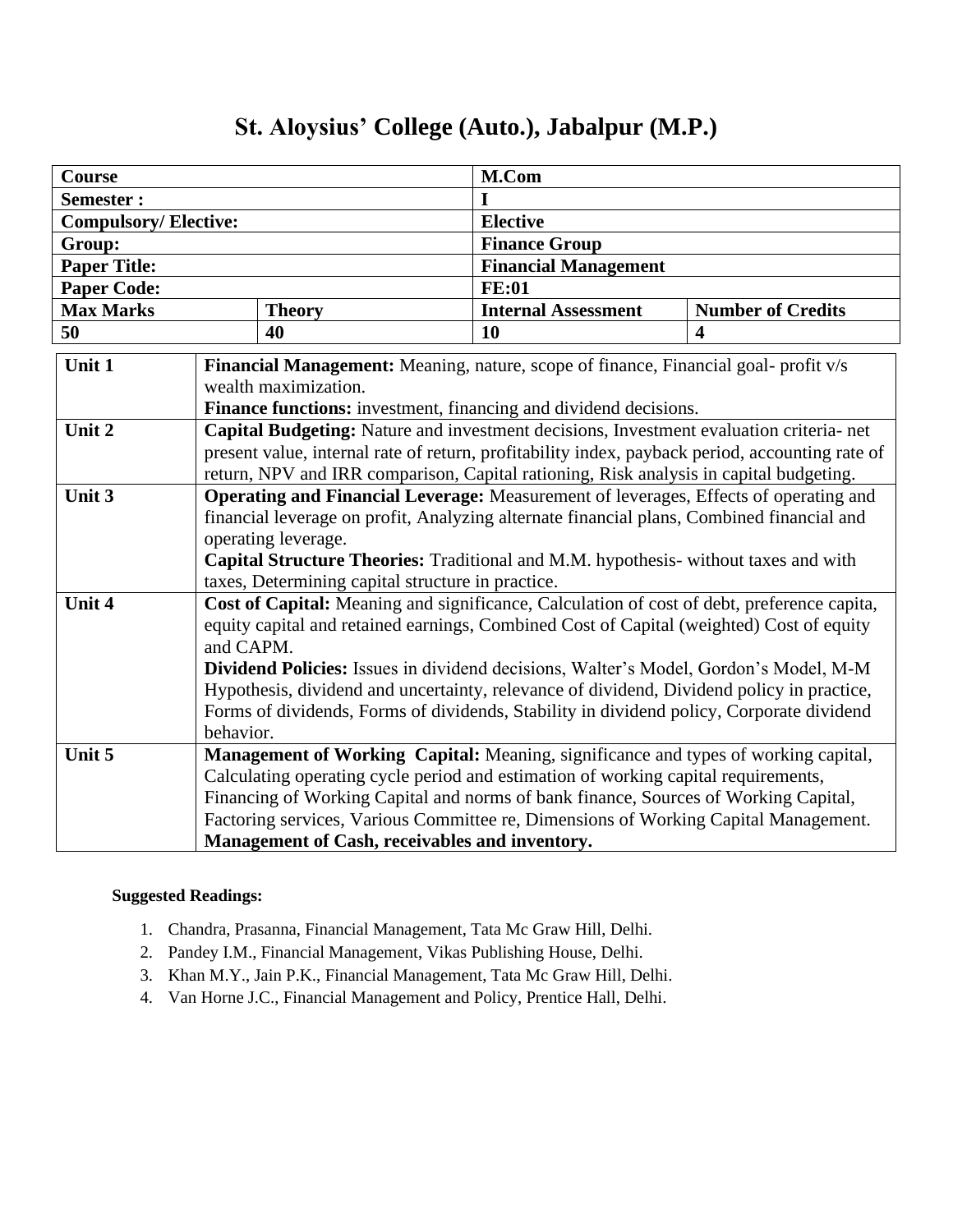# St. Aloysius' College (Auto.), Jabalpur (M.P.)

| **Course** | | **M.Com** | |
|---|---|---|---|
| **Semester :** | | **I** | |
| **Compulsory/ Elective:** | | **Elective** | |
| **Group:** | | **Finance Group** | |
| **Paper Title:** | | **Financial Management** | |
| **Paper Code:** | | **FE:01** | |
| **Max Marks** | **Theory** | **Internal Assessment** | **Number of Credits** |
| **50** | **40** | **10** | **4** |

| | |
|---|---|
| **Unit 1** | **Financial Management:** Meaning, nature, scope of finance, Financial goal- profit v/s wealth maximization.<br>**Finance functions:** investment, financing and dividend decisions. |
| **Unit 2** | **Capital Budgeting:** Nature and investment decisions, Investment evaluation criteria- net present value, internal rate of return, profitability index, payback period, accounting rate of return, NPV and IRR comparison, Capital rationing, Risk analysis in capital budgeting. |
| **Unit 3** | **Operating and Financial Leverage:** Measurement of leverages, Effects of operating and financial leverage on profit, Analyzing alternate financial plans, Combined financial and operating leverage.<br>**Capital Structure Theories:** Traditional and M.M. hypothesis- without taxes and with taxes, Determining capital structure in practice. |
| **Unit 4** | **Cost of Capital:** Meaning and significance, Calculation of cost of debt, preference capita, equity capital and retained earnings, Combined Cost of Capital (weighted) Cost of equity and CAPM.<br>**Dividend Policies:** Issues in dividend decisions, Walter's Model, Gordon's Model, M-M Hypothesis, dividend and uncertainty, relevance of dividend, Dividend policy in practice, Forms of dividends, Forms of dividends, Stability in dividend policy, Corporate dividend behavior. |
| **Unit 5** | **Management of Working Capital:** Meaning, significance and types of working capital, Calculating operating cycle period and estimation of working capital requirements, Financing of Working Capital and norms of bank finance, Sources of Working Capital, Factoring services, Various Committee re, Dimensions of Working Capital Management.<br>**Management of Cash, receivables and inventory.** |

**Suggested Readings:**

1. Chandra, Prasanna, Financial Management, Tata Mc Graw Hill, Delhi.
2. Pandey I.M., Financial Management, Vikas Publishing House, Delhi.
3. Khan M.Y., Jain P.K., Financial Management, Tata Mc Graw Hill, Delhi.
4. Van Horne J.C., Financial Management and Policy, Prentice Hall, Delhi.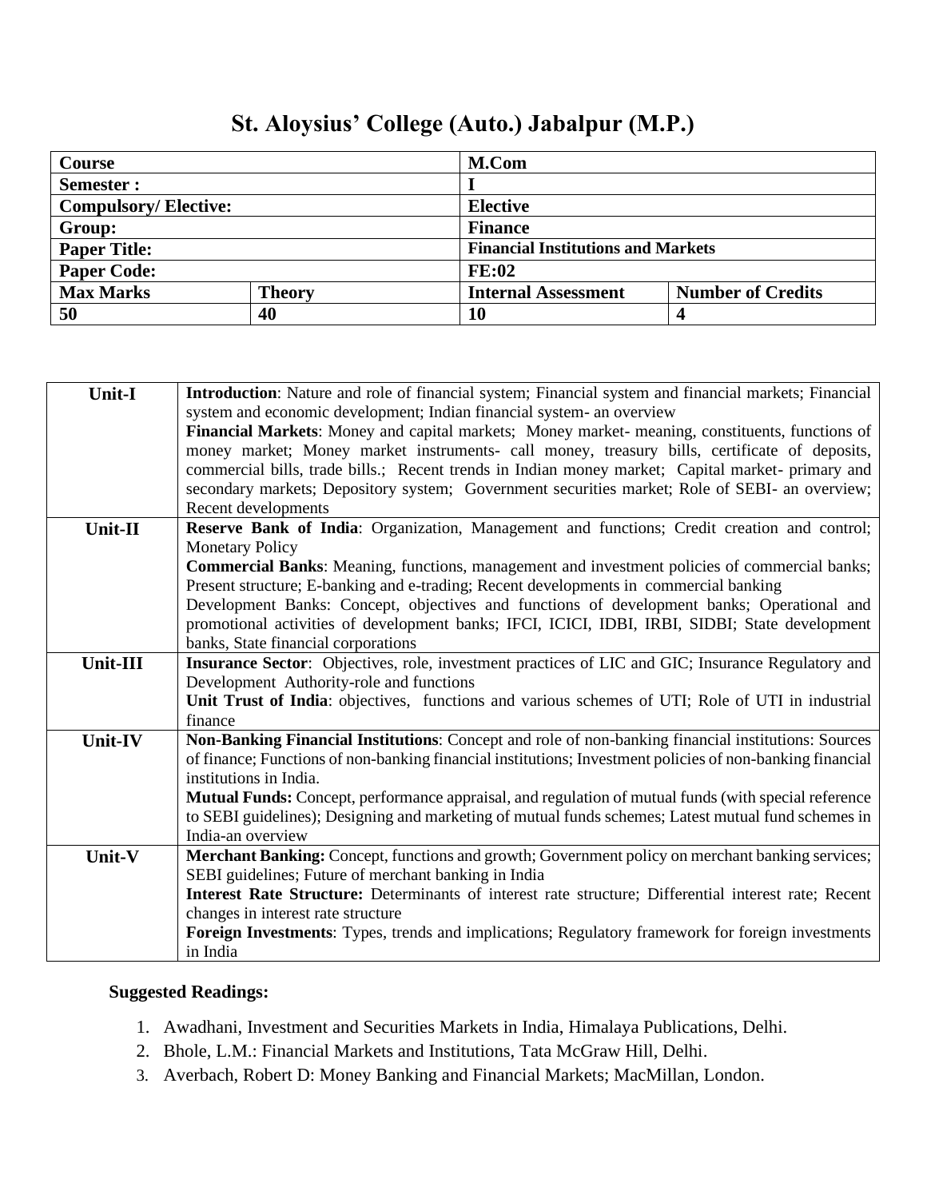# St. Aloysius' College (Auto.) Jabalpur (M.P.)

| Course | | M.Com | |
|---|---|---|---|
| **Semester :** | | **I** | |
| **Compulsory/ Elective:** | | **Elective** | |
| **Group:** | | **Finance** | |
| **Paper Title:** | | **Financial Institutions and Markets** | |
| **Paper Code:** | | **FE:02** | |
| **Max Marks** | **Theory** | **Internal Assessment** | **Number of Credits** |
| **50** | **40** | **10** | **4** |

| Unit | Content |
|---|---|
| **Unit-I** | **Introduction**: Nature and role of financial system; Financial system and financial markets; Financial system and economic development; Indian financial system- an overview<br>**Financial Markets**: Money and capital markets; Money market- meaning, constituents, functions of money market; Money market instruments- call money, treasury bills, certificate of deposits, commercial bills, trade bills.; Recent trends in Indian money market; Capital market- primary and secondary markets; Depository system; Government securities market; Role of SEBI- an overview; Recent developments |
| **Unit-II** | **Reserve Bank of India**: Organization, Management and functions; Credit creation and control; Monetary Policy<br>**Commercial Banks**: Meaning, functions, management and investment policies of commercial banks; Present structure; E-banking and e-trading; Recent developments in commercial banking<br>Development Banks: Concept, objectives and functions of development banks; Operational and promotional activities of development banks; IFCI, ICICI, IDBI, IRBI, SIDBI; State development banks, State financial corporations |
| **Unit-III** | **Insurance Sector**: Objectives, role, investment practices of LIC and GIC; Insurance Regulatory and Development Authority-role and functions<br>**Unit Trust of India**: objectives, functions and various schemes of UTI; Role of UTI in industrial finance |
| **Unit-IV** | **Non-Banking Financial Institutions**: Concept and role of non-banking financial institutions: Sources of finance; Functions of non-banking financial institutions; Investment policies of non-banking financial institutions in India.<br>**Mutual Funds:** Concept, performance appraisal, and regulation of mutual funds (with special reference to SEBI guidelines); Designing and marketing of mutual funds schemes; Latest mutual fund schemes in India-an overview |
| **Unit-V** | **Merchant Banking:** Concept, functions and growth; Government policy on merchant banking services; SEBI guidelines; Future of merchant banking in India<br>**Interest Rate Structure:** Determinants of interest rate structure; Differential interest rate; Recent changes in interest rate structure<br>**Foreign Investments**: Types, trends and implications; Regulatory framework for foreign investments in India |

**Suggested Readings:**

1. Awadhani, Investment and Securities Markets in India, Himalaya Publications, Delhi.
2. Bhole, L.M.: Financial Markets and Institutions, Tata McGraw Hill, Delhi.
3. Averbach, Robert D: Money Banking and Financial Markets; MacMillan, London.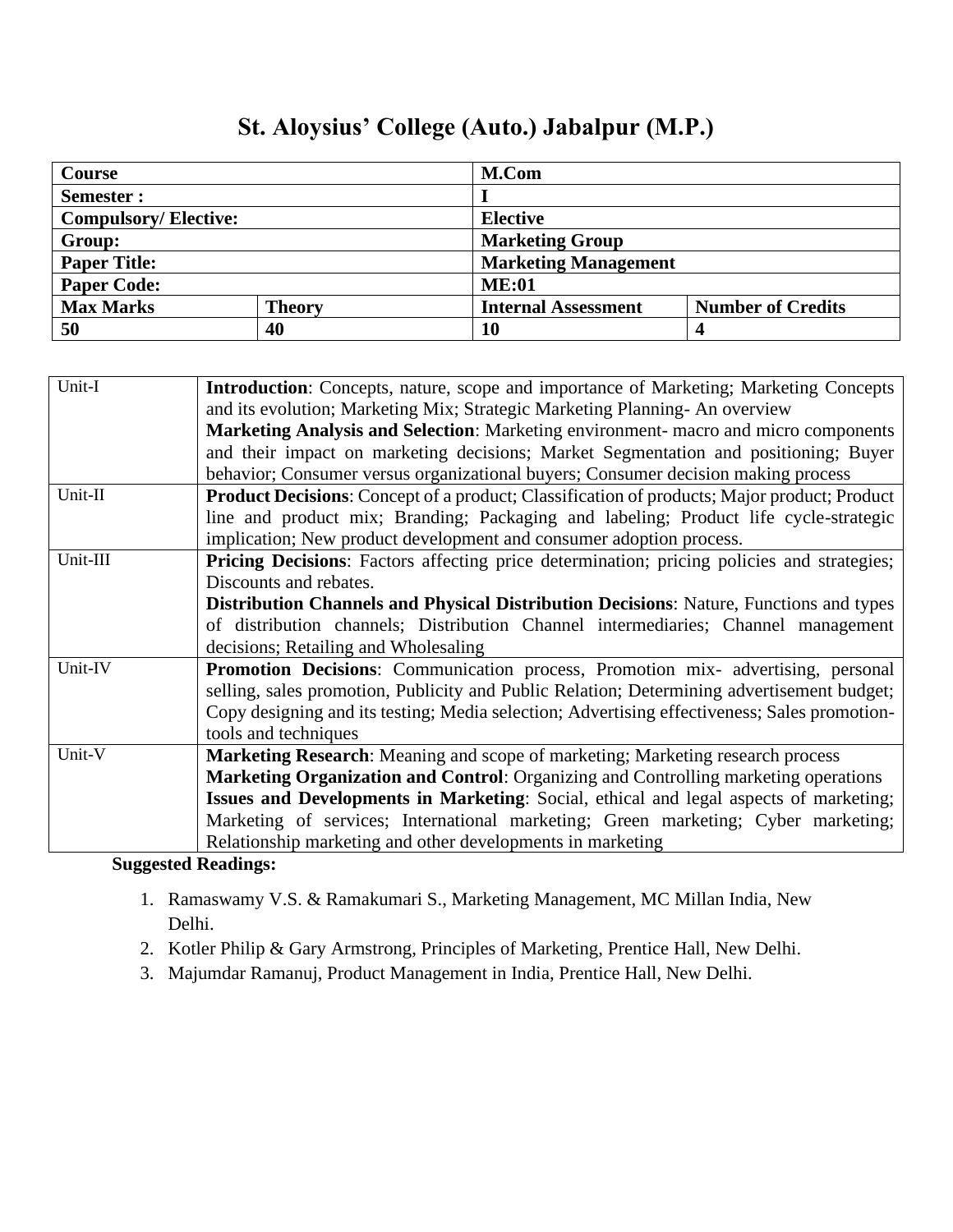# St. Aloysius' College (Auto.) Jabalpur (M.P.)

| **Course** | | **M.Com** | |
|---|---|---|---|
| **Semester :** | | **I** | |
| **Compulsory/ Elective:** | | **Elective** | |
| **Group:** | | **Marketing Group** | |
| **Paper Title:** | | **Marketing Management** | |
| **Paper Code:** | | **ME:01** | |
| **Max Marks** | **Theory** | **Internal Assessment** | **Number of Credits** |
| **50** | **40** | **10** | **4** |

| Unit | Content |
|---|---|
| Unit-I | **Introduction**: Concepts, nature, scope and importance of Marketing; Marketing Concepts and its evolution; Marketing Mix; Strategic Marketing Planning- An overview<br>**Marketing Analysis and Selection**: Marketing environment- macro and micro components and their impact on marketing decisions; Market Segmentation and positioning; Buyer behavior; Consumer versus organizational buyers; Consumer decision making process |
| Unit-II | **Product Decisions**: Concept of a product; Classification of products; Major product; Product line and product mix; Branding; Packaging and labeling; Product life cycle-strategic implication; New product development and consumer adoption process. |
| Unit-III | **Pricing Decisions**: Factors affecting price determination; pricing policies and strategies; Discounts and rebates.<br>**Distribution Channels and Physical Distribution Decisions**: Nature, Functions and types of distribution channels; Distribution Channel intermediaries; Channel management decisions; Retailing and Wholesaling |
| Unit-IV | **Promotion Decisions**: Communication process, Promotion mix- advertising, personal selling, sales promotion, Publicity and Public Relation; Determining advertisement budget; Copy designing and its testing; Media selection; Advertising effectiveness; Sales promotion-tools and techniques |
| Unit-V | **Marketing Research**: Meaning and scope of marketing; Marketing research process<br>**Marketing Organization and Control**: Organizing and Controlling marketing operations<br>**Issues and Developments in Marketing**: Social, ethical and legal aspects of marketing; Marketing of services; International marketing; Green marketing; Cyber marketing; Relationship marketing and other developments in marketing |

**Suggested Readings:**

1. Ramaswamy V.S. & Ramakumari S., Marketing Management, MC Millan India, New Delhi.
2. Kotler Philip & Gary Armstrong, Principles of Marketing, Prentice Hall, New Delhi.
3. Majumdar Ramanuj, Product Management in India, Prentice Hall, New Delhi.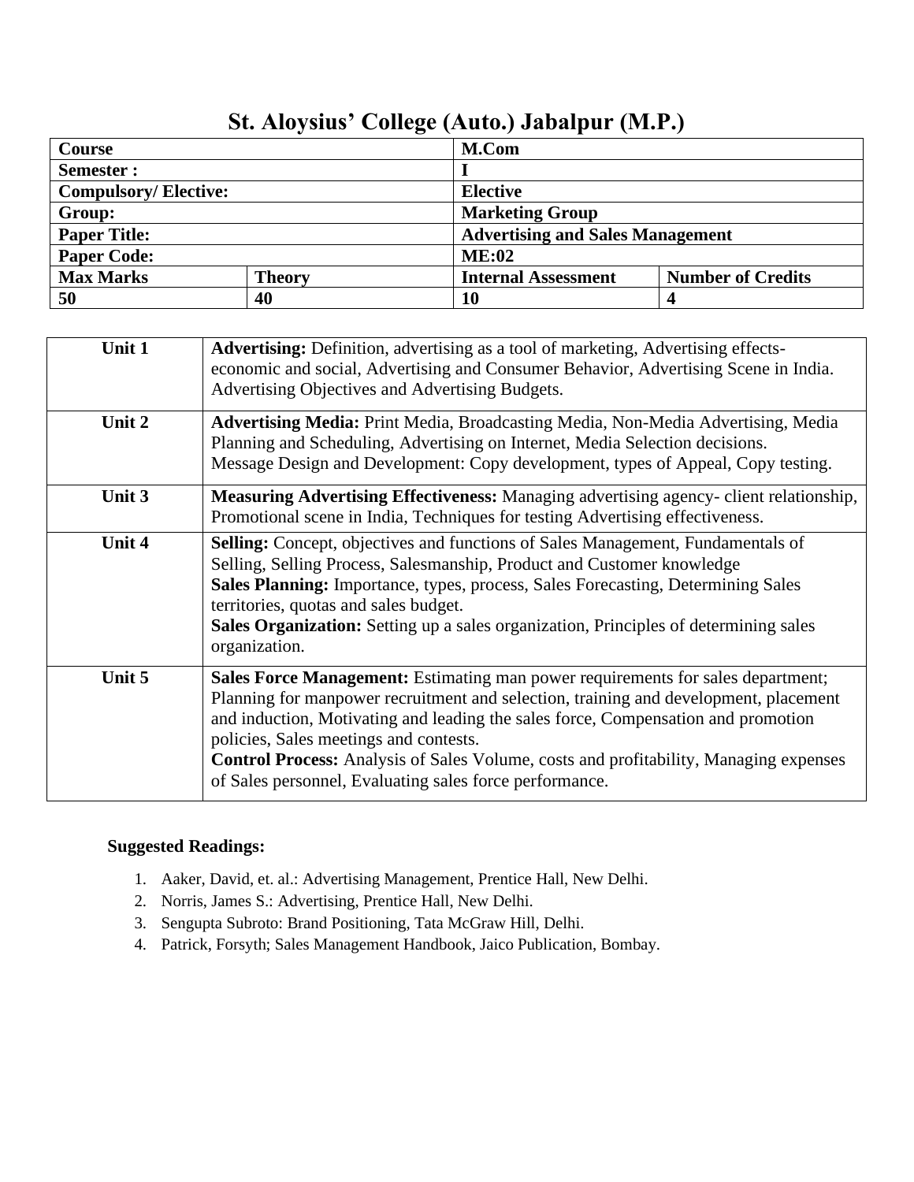# St. Aloysius' College (Auto.) Jabalpur (M.P.)

| Course | | M.Com | |
|---|---|---|---|
| **Semester :** | | **I** | |
| **Compulsory/ Elective:** | | **Elective** | |
| **Group:** | | **Marketing Group** | |
| **Paper Title:** | | **Advertising and Sales Management** | |
| **Paper Code:** | | **ME:02** | |
| **Max Marks** | **Theory** | **Internal Assessment** | **Number of Credits** |
| **50** | **40** | **10** | **4** |

| Unit | Content |
|---|---|
| **Unit 1** | **Advertising:** Definition, advertising as a tool of marketing, Advertising effects- economic and social, Advertising and Consumer Behavior, Advertising Scene in India. Advertising Objectives and Advertising Budgets. |
| **Unit 2** | **Advertising Media:** Print Media, Broadcasting Media, Non-Media Advertising, Media Planning and Scheduling, Advertising on Internet, Media Selection decisions. Message Design and Development: Copy development, types of Appeal, Copy testing. |
| **Unit 3** | **Measuring Advertising Effectiveness:** Managing advertising agency- client relationship, Promotional scene in India, Techniques for testing Advertising effectiveness. |
| **Unit 4** | **Selling:** Concept, objectives and functions of Sales Management, Fundamentals of Selling, Selling Process, Salesmanship, Product and Customer knowledge<br>**Sales Planning:** Importance, types, process, Sales Forecasting, Determining Sales territories, quotas and sales budget.<br>**Sales Organization:** Setting up a sales organization, Principles of determining sales organization. |
| **Unit 5** | **Sales Force Management:** Estimating man power requirements for sales department; Planning for manpower recruitment and selection, training and development, placement and induction, Motivating and leading the sales force, Compensation and promotion policies, Sales meetings and contests.<br>**Control Process:** Analysis of Sales Volume, costs and profitability, Managing expenses of Sales personnel, Evaluating sales force performance. |

**Suggested Readings:**

1. Aaker, David, et. al.: Advertising Management, Prentice Hall, New Delhi.
2. Norris, James S.: Advertising, Prentice Hall, New Delhi.
3. Sengupta Subroto: Brand Positioning, Tata McGraw Hill, Delhi.
4. Patrick, Forsyth; Sales Management Handbook, Jaico Publication, Bombay.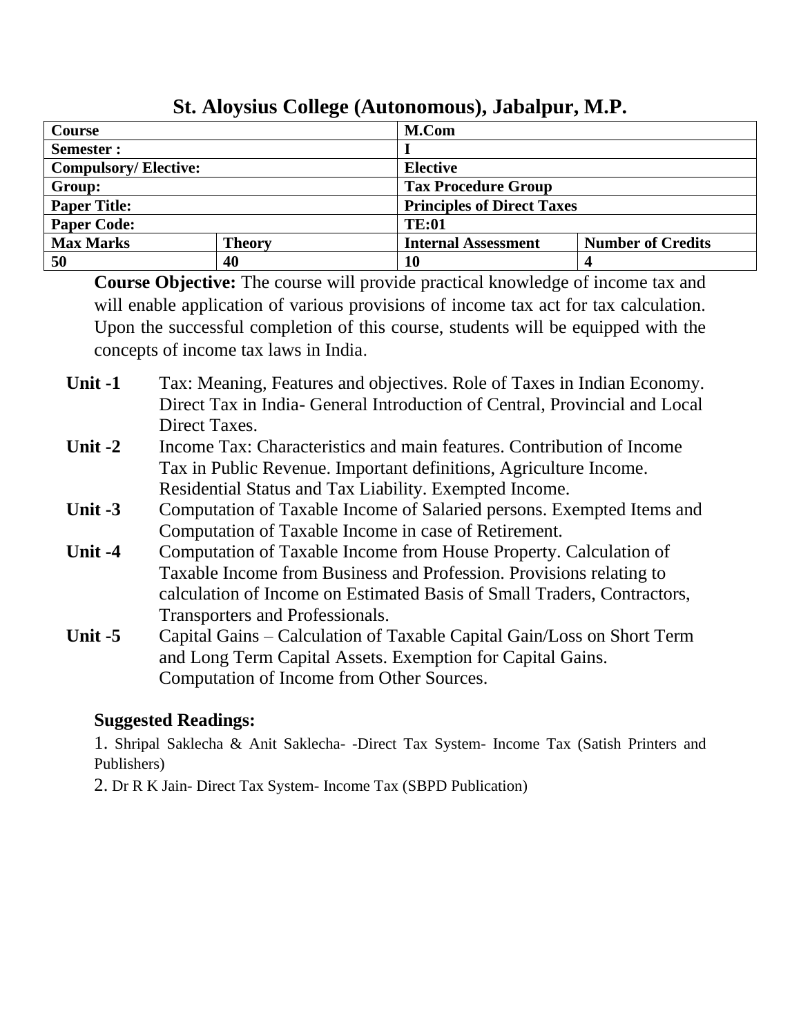# St. Aloysius College (Autonomous), Jabalpur, M.P.

| **Course** | | **M.Com** | |
|---|---|---|---|
| **Semester :** | | **I** | |
| **Compulsory/ Elective:** | | **Elective** | |
| **Group:** | | **Tax Procedure Group** | |
| **Paper Title:** | | **Principles of Direct Taxes** | |
| **Paper Code:** | | **TE:01** | |
| **Max Marks** | **Theory** | **Internal Assessment** | **Number of Credits** |
| **50** | **40** | **10** | **4** |

**Course Objective:** The course will provide practical knowledge of income tax and will enable application of various provisions of income tax act for tax calculation. Upon the successful completion of this course, students will be equipped with the concepts of income tax laws in India.

**Unit -1** Tax: Meaning, Features and objectives. Role of Taxes in Indian Economy. Direct Tax in India- General Introduction of Central, Provincial and Local Direct Taxes.

**Unit -2** Income Tax: Characteristics and main features. Contribution of Income Tax in Public Revenue. Important definitions, Agriculture Income. Residential Status and Tax Liability. Exempted Income.

**Unit -3** Computation of Taxable Income of Salaried persons. Exempted Items and Computation of Taxable Income in case of Retirement.

**Unit -4** Computation of Taxable Income from House Property. Calculation of Taxable Income from Business and Profession. Provisions relating to calculation of Income on Estimated Basis of Small Traders, Contractors, Transporters and Professionals.

**Unit -5** Capital Gains – Calculation of Taxable Capital Gain/Loss on Short Term and Long Term Capital Assets. Exemption for Capital Gains. Computation of Income from Other Sources.

**Suggested Readings:**

1. Shripal Saklecha & Anit Saklecha- -Direct Tax System- Income Tax (Satish Printers and Publishers)
2. Dr R K Jain- Direct Tax System- Income Tax (SBPD Publication)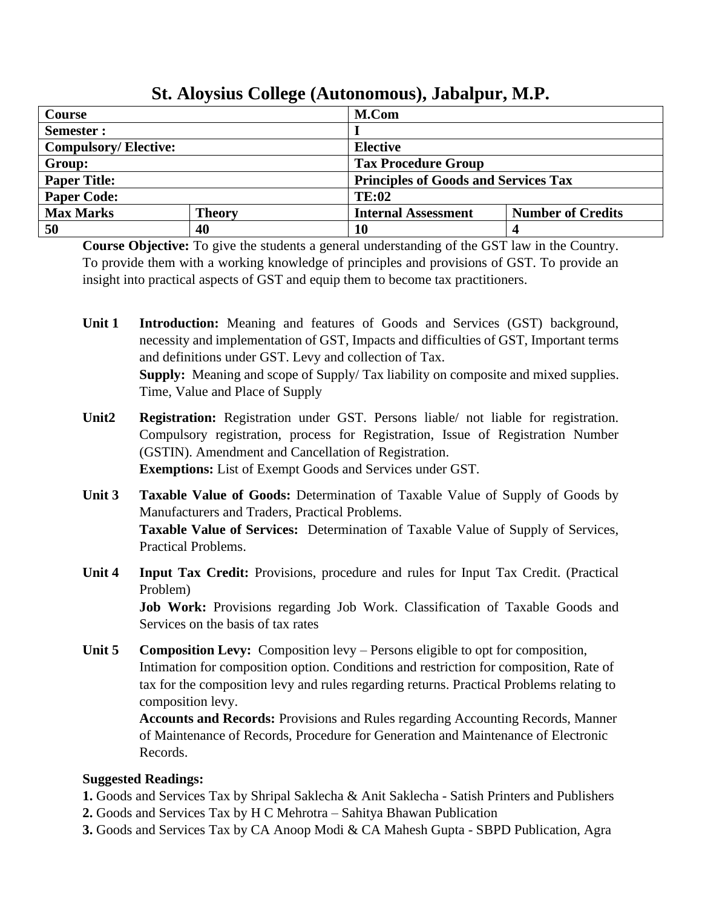# St. Aloysius College (Autonomous), Jabalpur, M.P.

| | | | |
|---|---|---|---|
| **Course** | | **M.Com** | |
| **Semester :** | | **I** | |
| **Compulsory/ Elective:** | | **Elective** | |
| **Group:** | | **Tax Procedure Group** | |
| **Paper Title:** | | **Principles of Goods and Services Tax** | |
| **Paper Code:** | | **TE:02** | |
| **Max Marks** | **Theory** | **Internal Assessment** | **Number of Credits** |
| **50** | **40** | **10** | **4** |

**Course Objective:** To give the students a general understanding of the GST law in the Country. To provide them with a working knowledge of principles and provisions of GST. To provide an insight into practical aspects of GST and equip them to become tax practitioners.

**Unit 1** **Introduction:** Meaning and features of Goods and Services (GST) background, necessity and implementation of GST, Impacts and difficulties of GST, Important terms and definitions under GST. Levy and collection of Tax.
**Supply:** Meaning and scope of Supply/ Tax liability on composite and mixed supplies. Time, Value and Place of Supply

**Unit2** **Registration:** Registration under GST. Persons liable/ not liable for registration. Compulsory registration, process for Registration, Issue of Registration Number (GSTIN). Amendment and Cancellation of Registration.
**Exemptions:** List of Exempt Goods and Services under GST.

**Unit 3** **Taxable Value of Goods:** Determination of Taxable Value of Supply of Goods by Manufacturers and Traders, Practical Problems.
**Taxable Value of Services:** Determination of Taxable Value of Supply of Services, Practical Problems.

**Unit 4** **Input Tax Credit:** Provisions, procedure and rules for Input Tax Credit. (Practical Problem)
**Job Work:** Provisions regarding Job Work. Classification of Taxable Goods and Services on the basis of tax rates

**Unit 5** **Composition Levy:** Composition levy – Persons eligible to opt for composition, Intimation for composition option. Conditions and restriction for composition, Rate of tax for the composition levy and rules regarding returns. Practical Problems relating to composition levy.
**Accounts and Records:** Provisions and Rules regarding Accounting Records, Manner of Maintenance of Records, Procedure for Generation and Maintenance of Electronic Records.

**Suggested Readings:**

**1.** Goods and Services Tax by Shripal Saklecha & Anit Saklecha - Satish Printers and Publishers
**2.** Goods and Services Tax by H C Mehrotra – Sahitya Bhawan Publication
**3.** Goods and Services Tax by CA Anoop Modi & CA Mahesh Gupta - SBPD Publication, Agra